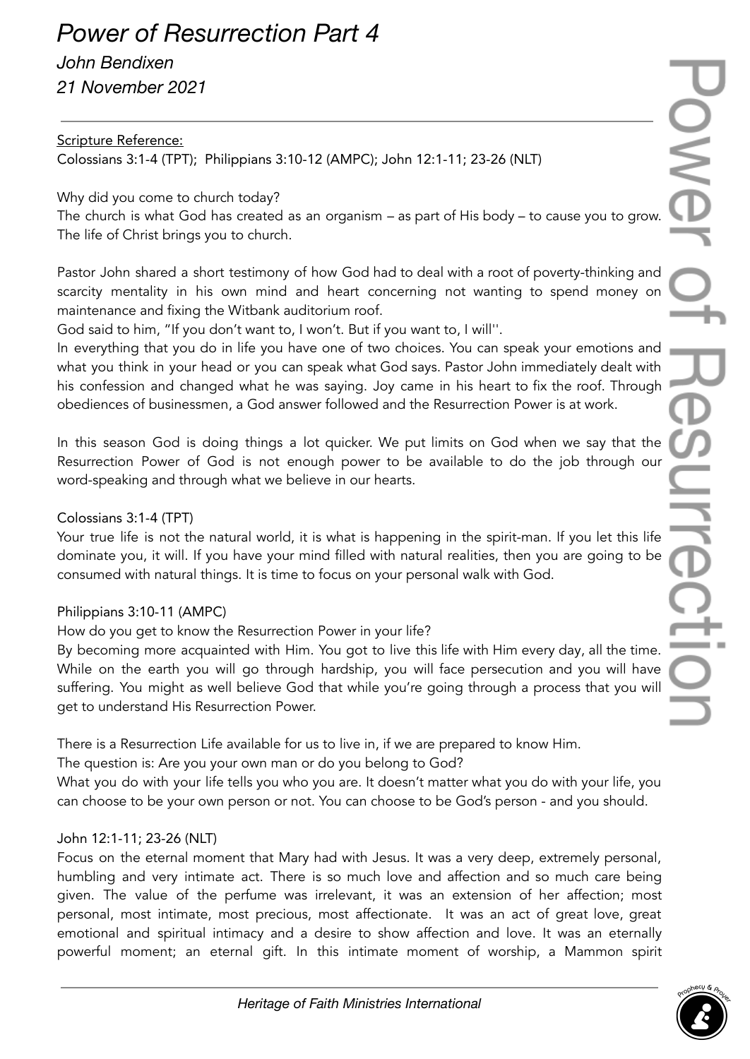# *Power of Resurrection Part 4*

*John Bendixen*

*21 November 2021*

---

Scripture Reference:

Colossians 3:1-4 (TPT); Philippians 3:10-12 (AMPC); John 12:1-11; 23-26 (NLT)

Why did you come to church today?

The church is what God has created as an organism – as part of His body – to cause you to grow. The life of Christ brings you to church.

Pastor John shared a short testimony of how God had to deal with a root of poverty-thinking and scarcity mentality in his own mind and heart concerning not wanting to spend money on maintenance and fixing the Witbank auditorium roof.

God said to him, "If you don't want to, I won't. But if you want to, I will''.

In everything that you do in life you have one of two choices. You can speak your emotions and what you think in your head or you can speak what God says. Pastor John immediately dealt with his confession and changed what he was saying. Joy came in his heart to fix the roof. Through obediences of businessmen, a God answer followed and the Resurrection Power is at work.

In this season God is doing things a lot quicker. We put limits on God when we say that the Resurrection Power of God is not enough power to be available to do the job through our word-speaking and through what we believe in our hearts.

Colossians 3:1-4 (TPT)

Your true life is not the natural world, it is what is happening in the spirit-man. If you let this life dominate you, it will. If you have your mind filled with natural realities, then you are going to be consumed with natural things. It is time to focus on your personal walk with God.

Philippians 3:10-11 (AMPC)

How do you get to know the Resurrection Power in your life?

By becoming more acquainted with Him. You got to live this life with Him every day, all the time. While on the earth you will go through hardship, you will face persecution and you will have suffering. You might as well believe God that while you're going through a process that you will get to understand His Resurrection Power.

There is a Resurrection Life available for us to live in, if we are prepared to know Him.

The question is: Are you your own man or do you belong to God?

What you do with your life tells you who you are. It doesn't matter what you do with your life, you can choose to be your own person or not. You can choose to be God's person - and you should.

John 12:1-11; 23-26 (NLT)

Focus on the eternal moment that Mary had with Jesus. It was a very deep, extremely personal, humbling and very intimate act. There is so much love and affection and so much care being given. The value of the perfume was irrelevant, it was an extension of her affection; most personal, most intimate, most precious, most affectionate. It was an act of great love, great emotional and spiritual intimacy and a desire to show affection and love. It was an eternally powerful moment; an eternal gift. In this intimate moment of worship, a Mammon spirit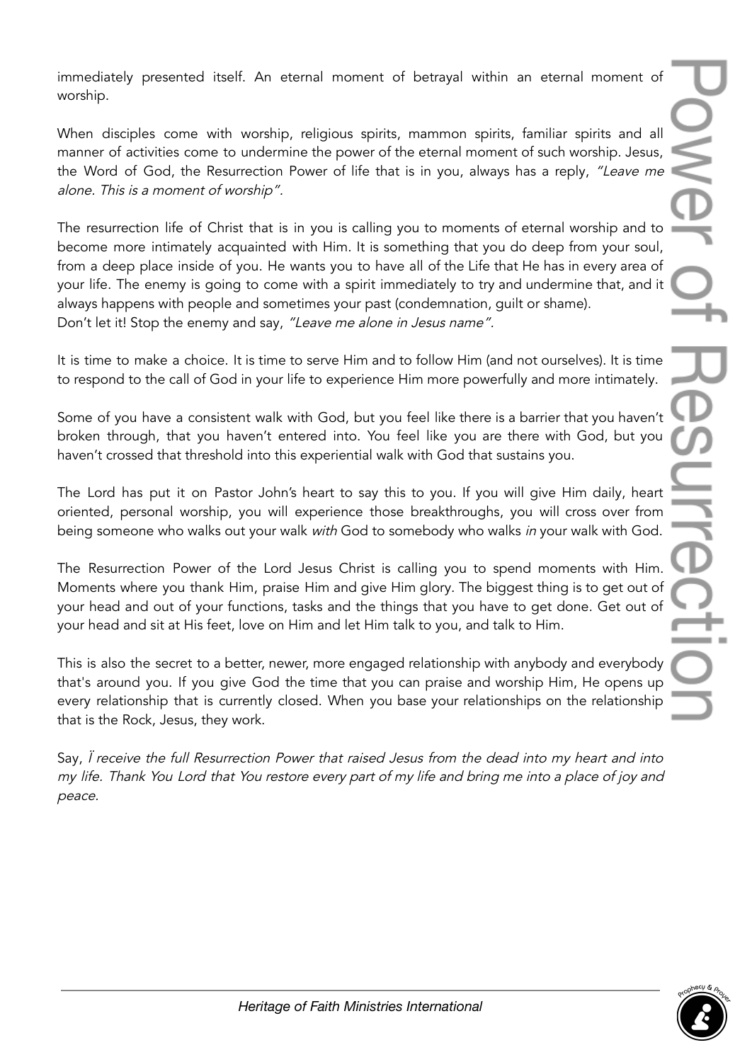immediately presented itself. An eternal moment of betrayal within an eternal moment of worship.

When disciples come with worship, religious spirits, mammon spirits, familiar spirits and all manner of activities come to undermine the power of the eternal moment of such worship. Jesus, the Word of God, the Resurrection Power of life that is in you, always has a reply, *"Leave me alone. This is a moment of worship"*.

The resurrection life of Christ that is in you is calling you to moments of eternal worship and to become more intimately acquainted with Him. It is something that you do deep from your soul, from a deep place inside of you. He wants you to have all of the Life that He has in every area of your life. The enemy is going to come with a spirit immediately to try and undermine that, and it always happens with people and sometimes your past (condemnation, guilt or shame). Don't let it! Stop the enemy and say, *"Leave me alone in Jesus name"*.

It is time to make a choice. It is time to serve Him and to follow Him (and not ourselves). It is time to respond to the call of God in your life to experience Him more powerfully and more intimately.

Some of you have a consistent walk with God, but you feel like there is a barrier that you haven't broken through, that you haven't entered into. You feel like you are there with God, but you haven't crossed that threshold into this experiential walk with God that sustains you.

The Lord has put it on Pastor John's heart to say this to you. If you will give Him daily, heart oriented, personal worship, you will experience those breakthroughs, you will cross over from being someone who walks out your walk *with* God to somebody who walks *in* your walk with God.

The Resurrection Power of the Lord Jesus Christ is calling you to spend moments with Him. Moments where you thank Him, praise Him and give Him glory. The biggest thing is to get out of your head and out of your functions, tasks and the things that you have to get done. Get out of your head and sit at His feet, love on Him and let Him talk to you, and talk to Him.

This is also the secret to a better, newer, more engaged relationship with anybody and everybody that's around you. If you give God the time that you can praise and worship Him, He opens up every relationship that is currently closed. When you base your relationships on the relationship that is the Rock, Jesus, they work.

Say, *Ï receive the full Resurrection Power that raised Jesus from the dead into my heart and into my life. Thank You Lord that You restore every part of my life and bring me into a place of joy and peace.*